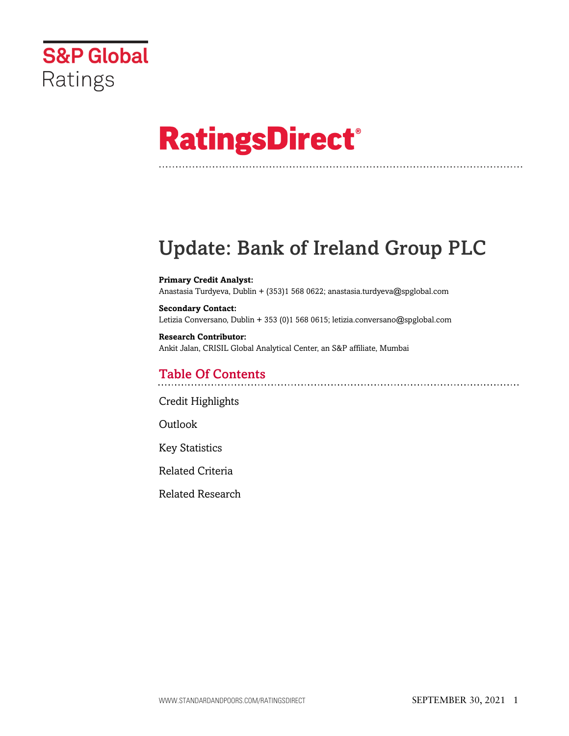S&P Global Ratings

# RatingsDirect®

# Update: Bank of Ireland Group PLC

**Primary Credit Analyst:**
Anastasia Turdyeva, Dublin + (353)1 568 0622; anastasia.turdyeva@spglobal.com

**Secondary Contact:**
Letizia Conversano, Dublin + 353 (0)1 568 0615; letizia.conversano@spglobal.com

**Research Contributor:**
Ankit Jalan, CRISIL Global Analytical Center, an S&P affiliate, Mumbai

## Table Of Contents

Credit Highlights

Outlook

Key Statistics

Related Criteria

Related Research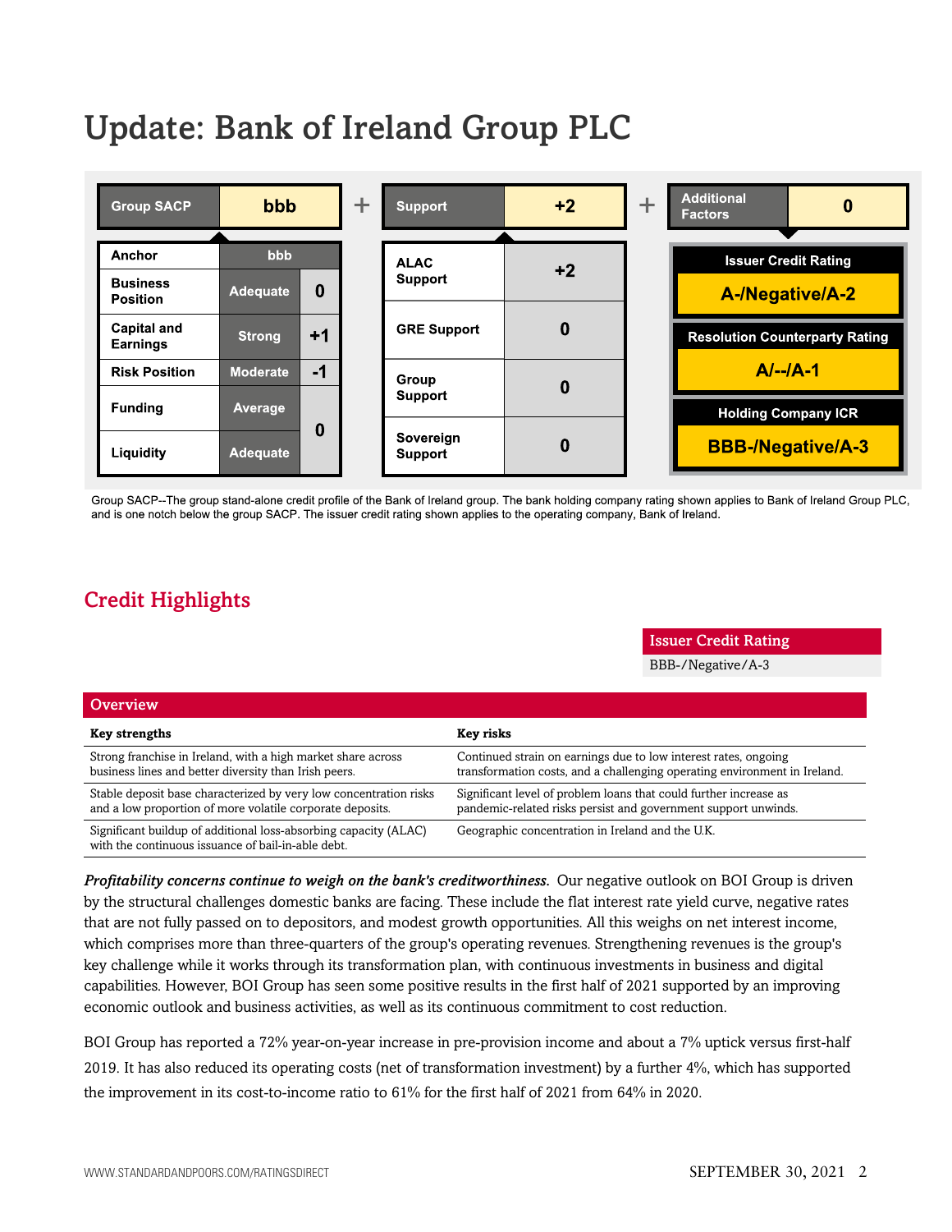# Update: Bank of Ireland Group PLC

| Group SACP | bbb | | + | Support | +2 | + | Additional Factors | 0 |
|---|---|---|---|---|---|---|---|---|
| Anchor | bbb | | | ALAC Support | +2 | | Issuer Credit Rating | A-/Negative/A-2 |
| Business Position | Adequate | 0 | | GRE Support | 0 | | Resolution Counterparty Rating | A/--/A-1 |
| Capital and Earnings | Strong | +1 | | Group Support | 0 | | Holding Company ICR | BBB-/Negative/A-3 |
| Risk Position | Moderate | -1 | | Sovereign Support | 0 | | | |
| Funding | Average | 0 | | | | | | |
| Liquidity | Adequate | | | | | | | |

Group SACP--The group stand-alone credit profile of the Bank of Ireland group. The bank holding company rating shown applies to Bank of Ireland Group PLC, and is one notch below the group SACP. The issuer credit rating shown applies to the operating company, Bank of Ireland.

## Credit Highlights

| Issuer Credit Rating |
|---|
| BBB-/Negative/A-3 |

**Overview**

| Key strengths | Key risks |
|---|---|
| Strong franchise in Ireland, with a high market share across business lines and better diversity than Irish peers. | Continued strain on earnings due to low interest rates, ongoing transformation costs, and a challenging operating environment in Ireland. |
| Stable deposit base characterized by very low concentration risks and a low proportion of more volatile corporate deposits. | Significant level of problem loans that could further increase as pandemic-related risks persist and government support unwinds. |
| Significant buildup of additional loss-absorbing capacity (ALAC) with the continuous issuance of bail-in-able debt. | Geographic concentration in Ireland and the U.K. |

***Profitability concerns continue to weigh on the bank's creditworthiness.*** Our negative outlook on BOI Group is driven by the structural challenges domestic banks are facing. These include the flat interest rate yield curve, negative rates that are not fully passed on to depositors, and modest growth opportunities. All this weighs on net interest income, which comprises more than three-quarters of the group's operating revenues. Strengthening revenues is the group's key challenge while it works through its transformation plan, with continuous investments in business and digital capabilities. However, BOI Group has seen some positive results in the first half of 2021 supported by an improving economic outlook and business activities, as well as its continuous commitment to cost reduction.

BOI Group has reported a 72% year-on-year increase in pre-provision income and about a 7% uptick versus first-half 2019. It has also reduced its operating costs (net of transformation investment) by a further 4%, which has supported the improvement in its cost-to-income ratio to 61% for the first half of 2021 from 64% in 2020.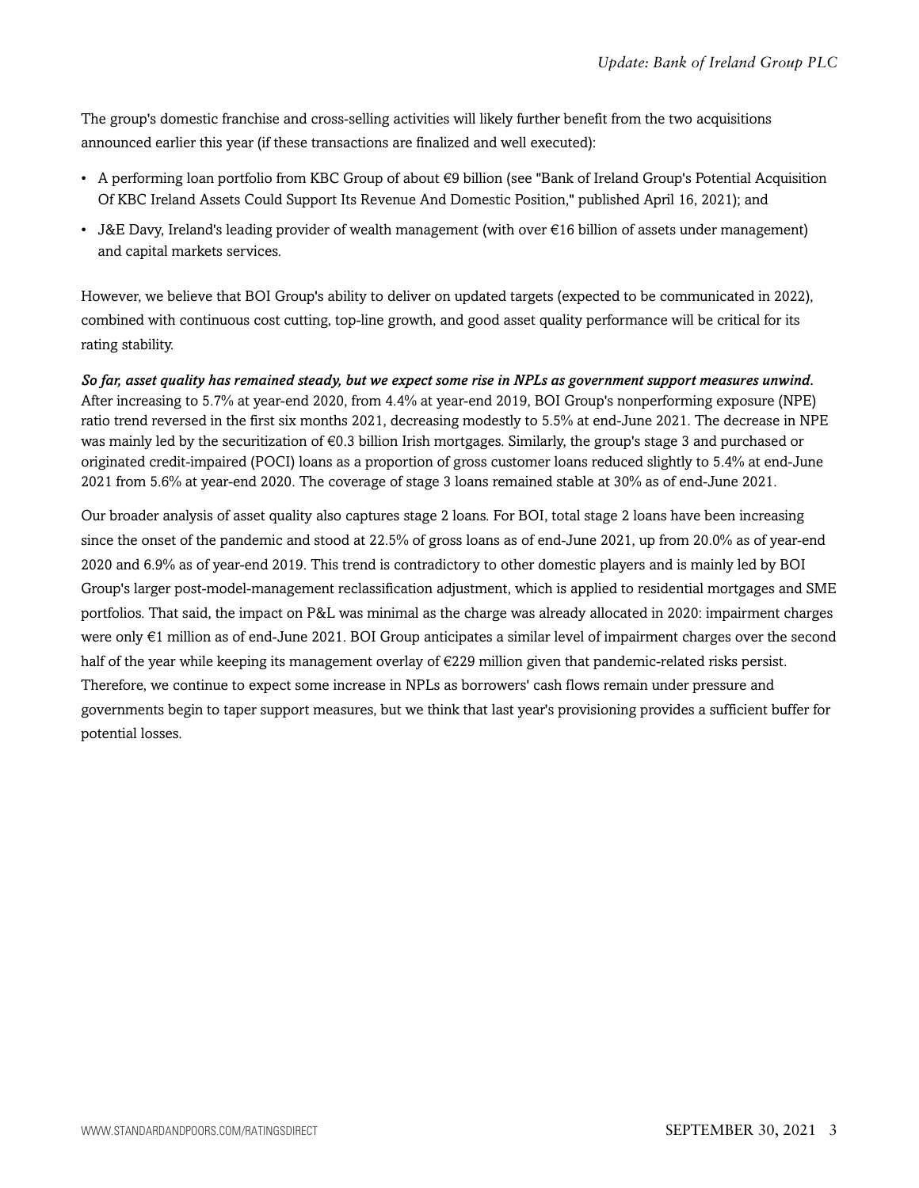The group's domestic franchise and cross-selling activities will likely further benefit from the two acquisitions announced earlier this year (if these transactions are finalized and well executed):

- A performing loan portfolio from KBC Group of about €9 billion (see "Bank of Ireland Group's Potential Acquisition Of KBC Ireland Assets Could Support Its Revenue And Domestic Position," published April 16, 2021); and
- J&E Davy, Ireland's leading provider of wealth management (with over €16 billion of assets under management) and capital markets services.

However, we believe that BOI Group's ability to deliver on updated targets (expected to be communicated in 2022), combined with continuous cost cutting, top-line growth, and good asset quality performance will be critical for its rating stability.

***So far, asset quality has remained steady, but we expect some rise in NPLs as government support measures unwind.*** After increasing to 5.7% at year-end 2020, from 4.4% at year-end 2019, BOI Group's nonperforming exposure (NPE) ratio trend reversed in the first six months 2021, decreasing modestly to 5.5% at end-June 2021. The decrease in NPE was mainly led by the securitization of €0.3 billion Irish mortgages. Similarly, the group's stage 3 and purchased or originated credit-impaired (POCI) loans as a proportion of gross customer loans reduced slightly to 5.4% at end-June 2021 from 5.6% at year-end 2020. The coverage of stage 3 loans remained stable at 30% as of end-June 2021.

Our broader analysis of asset quality also captures stage 2 loans. For BOI, total stage 2 loans have been increasing since the onset of the pandemic and stood at 22.5% of gross loans as of end-June 2021, up from 20.0% as of year-end 2020 and 6.9% as of year-end 2019. This trend is contradictory to other domestic players and is mainly led by BOI Group's larger post-model-management reclassification adjustment, which is applied to residential mortgages and SME portfolios. That said, the impact on P&L was minimal as the charge was already allocated in 2020: impairment charges were only €1 million as of end-June 2021. BOI Group anticipates a similar level of impairment charges over the second half of the year while keeping its management overlay of €229 million given that pandemic-related risks persist. Therefore, we continue to expect some increase in NPLs as borrowers' cash flows remain under pressure and governments begin to taper support measures, but we think that last year's provisioning provides a sufficient buffer for potential losses.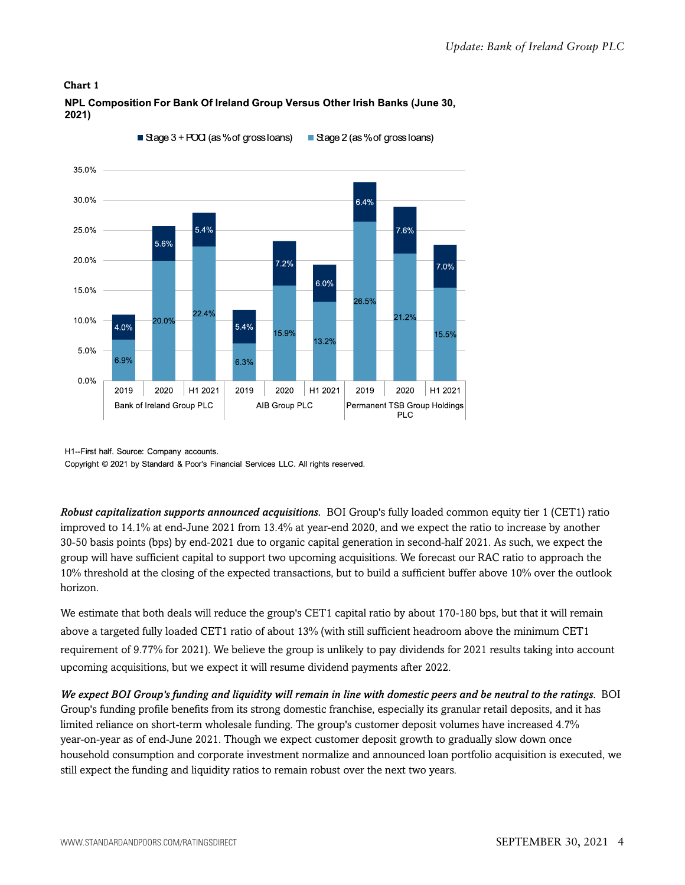**Chart 1**

**NPL Composition For Bank Of Ireland Group Versus Other Irish Banks (June 30, 2021)**

| Bank | Period | Stage 3 + POCI (as % of gross loans) | Stage 2 (as % of gross loans) |
| --- | --- | --- | --- |
| Bank of Ireland Group PLC | 2019 | 4.0% | 6.9% |
| Bank of Ireland Group PLC | 2020 | 5.6% | 20.0% |
| Bank of Ireland Group PLC | H1 2021 | 5.4% | 22.4% |
| AIB Group PLC | 2019 | 5.4% | 6.3% |
| AIB Group PLC | 2020 | 7.2% | 15.9% |
| AIB Group PLC | H1 2021 | 6.0% | 13.2% |
| Permanent TSB Group Holdings PLC | 2019 | 6.4% | 26.5% |
| Permanent TSB Group Holdings PLC | 2020 | 7.6% | 21.2% |
| Permanent TSB Group Holdings PLC | H1 2021 | 7.0% | 15.5% |

H1--First half. Source: Company accounts.

Copyright © 2021 by Standard & Poor's Financial Services LLC. All rights reserved.

***Robust capitalization supports announced acquisitions.*** BOI Group's fully loaded common equity tier 1 (CET1) ratio improved to 14.1% at end-June 2021 from 13.4% at year-end 2020, and we expect the ratio to increase by another 30-50 basis points (bps) by end-2021 due to organic capital generation in second-half 2021. As such, we expect the group will have sufficient capital to support two upcoming acquisitions. We forecast our RAC ratio to approach the 10% threshold at the closing of the expected transactions, but to build a sufficient buffer above 10% over the outlook horizon.

We estimate that both deals will reduce the group's CET1 capital ratio by about 170-180 bps, but that it will remain above a targeted fully loaded CET1 ratio of about 13% (with still sufficient headroom above the minimum CET1 requirement of 9.77% for 2021). We believe the group is unlikely to pay dividends for 2021 results taking into account upcoming acquisitions, but we expect it will resume dividend payments after 2022.

***We expect BOI Group's funding and liquidity will remain in line with domestic peers and be neutral to the ratings.*** BOI Group's funding profile benefits from its strong domestic franchise, especially its granular retail deposits, and it has limited reliance on short-term wholesale funding. The group's customer deposit volumes have increased 4.7% year-on-year as of end-June 2021. Though we expect customer deposit growth to gradually slow down once household consumption and corporate investment normalize and announced loan portfolio acquisition is executed, we still expect the funding and liquidity ratios to remain robust over the next two years.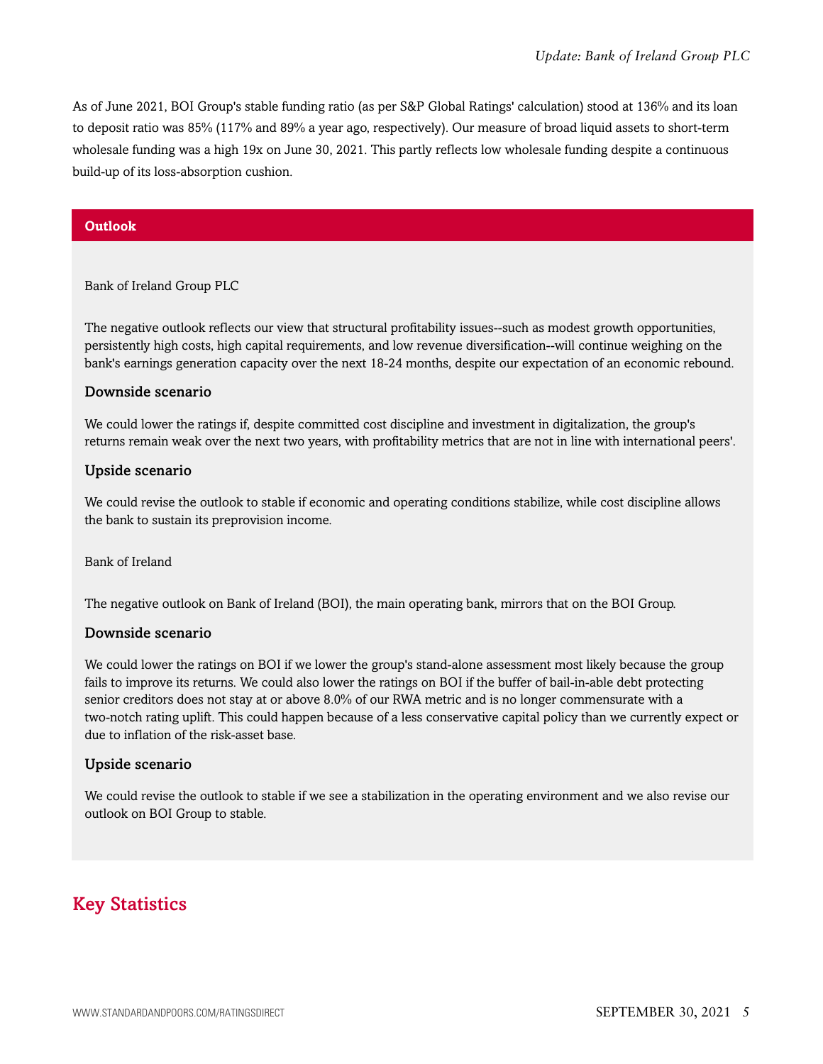As of June 2021, BOI Group's stable funding ratio (as per S&P Global Ratings' calculation) stood at 136% and its loan to deposit ratio was 85% (117% and 89% a year ago, respectively). Our measure of broad liquid assets to short-term wholesale funding was a high 19x on June 30, 2021. This partly reflects low wholesale funding despite a continuous build-up of its loss-absorption cushion.

## Outlook

Bank of Ireland Group PLC

The negative outlook reflects our view that structural profitability issues--such as modest growth opportunities, persistently high costs, high capital requirements, and low revenue diversification--will continue weighing on the bank's earnings generation capacity over the next 18-24 months, despite our expectation of an economic rebound.

### Downside scenario

We could lower the ratings if, despite committed cost discipline and investment in digitalization, the group's returns remain weak over the next two years, with profitability metrics that are not in line with international peers'.

### Upside scenario

We could revise the outlook to stable if economic and operating conditions stabilize, while cost discipline allows the bank to sustain its preprovision income.

Bank of Ireland

The negative outlook on Bank of Ireland (BOI), the main operating bank, mirrors that on the BOI Group.

### Downside scenario

We could lower the ratings on BOI if we lower the group's stand-alone assessment most likely because the group fails to improve its returns. We could also lower the ratings on BOI if the buffer of bail-in-able debt protecting senior creditors does not stay at or above 8.0% of our RWA metric and is no longer commensurate with a two-notch rating uplift. This could happen because of a less conservative capital policy than we currently expect or due to inflation of the risk-asset base.

### Upside scenario

We could revise the outlook to stable if we see a stabilization in the operating environment and we also revise our outlook on BOI Group to stable.

## Key Statistics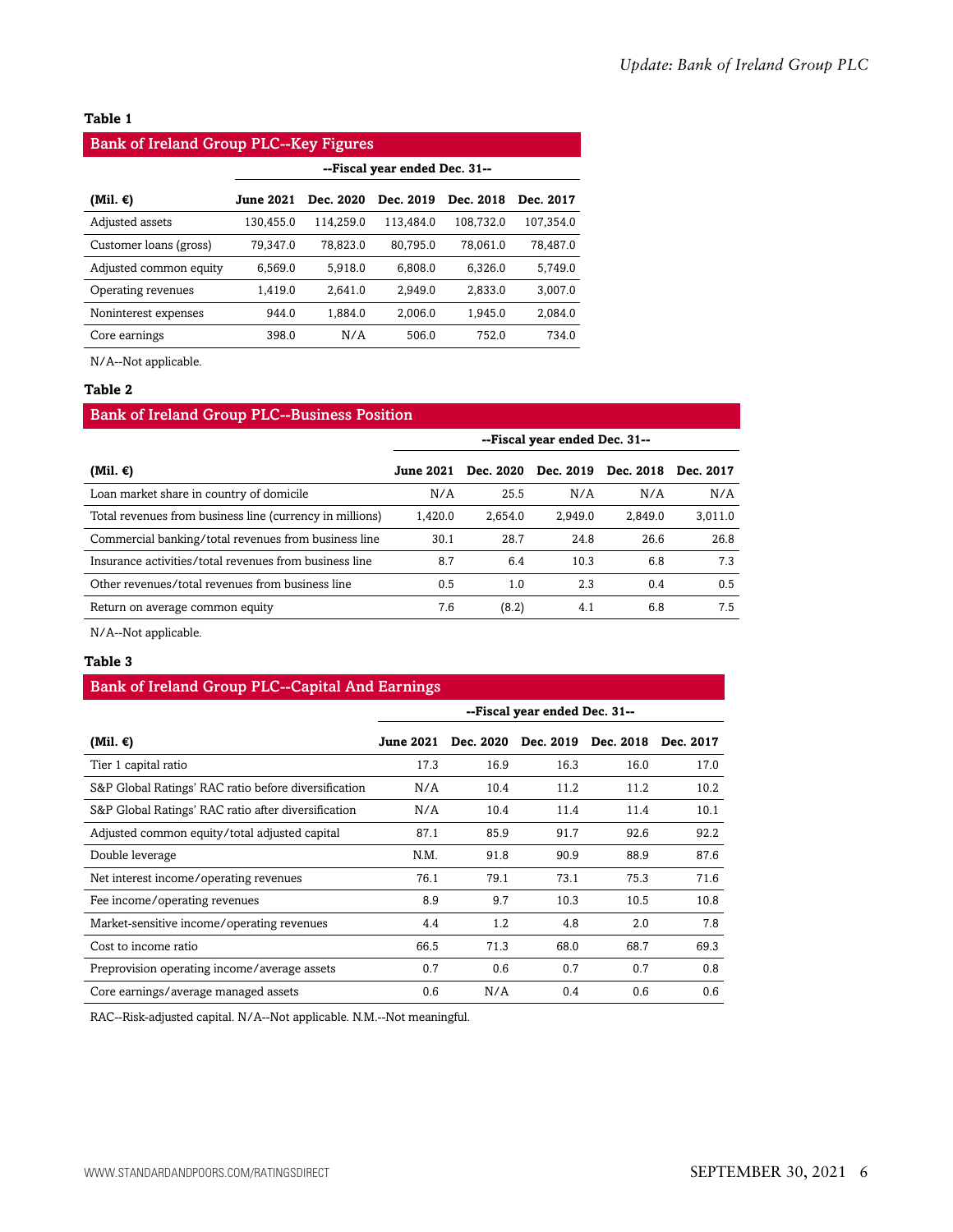**Table 1**

| Bank of Ireland Group PLC--Key Figures | | | | | |
|---|---|---|---|---|---|
| | --Fiscal year ended Dec. 31-- | | | | |
| **(Mil. €)** | **June 2021** | **Dec. 2020** | **Dec. 2019** | **Dec. 2018** | **Dec. 2017** |
| Adjusted assets | 130,455.0 | 114,259.0 | 113,484.0 | 108,732.0 | 107,354.0 |
| Customer loans (gross) | 79,347.0 | 78,823.0 | 80,795.0 | 78,061.0 | 78,487.0 |
| Adjusted common equity | 6,569.0 | 5,918.0 | 6,808.0 | 6,326.0 | 5,749.0 |
| Operating revenues | 1,419.0 | 2,641.0 | 2,949.0 | 2,833.0 | 3,007.0 |
| Noninterest expenses | 944.0 | 1,884.0 | 2,006.0 | 1,945.0 | 2,084.0 |
| Core earnings | 398.0 | N/A | 506.0 | 752.0 | 734.0 |

N/A--Not applicable.

**Table 2**

| Bank of Ireland Group PLC--Business Position | | | | | |
|---|---|---|---|---|---|
| | --Fiscal year ended Dec. 31-- | | | | |
| **(Mil. €)** | **June 2021** | **Dec. 2020** | **Dec. 2019** | **Dec. 2018** | **Dec. 2017** |
| Loan market share in country of domicile | N/A | 25.5 | N/A | N/A | N/A |
| Total revenues from business line (currency in millions) | 1,420.0 | 2,654.0 | 2,949.0 | 2,849.0 | 3,011.0 |
| Commercial banking/total revenues from business line | 30.1 | 28.7 | 24.8 | 26.6 | 26.8 |
| Insurance activities/total revenues from business line | 8.7 | 6.4 | 10.3 | 6.8 | 7.3 |
| Other revenues/total revenues from business line | 0.5 | 1.0 | 2.3 | 0.4 | 0.5 |
| Return on average common equity | 7.6 | (8.2) | 4.1 | 6.8 | 7.5 |

N/A--Not applicable.

**Table 3**

| Bank of Ireland Group PLC--Capital And Earnings | | | | | |
|---|---|---|---|---|---|
| | --Fiscal year ended Dec. 31-- | | | | |
| **(Mil. €)** | **June 2021** | **Dec. 2020** | **Dec. 2019** | **Dec. 2018** | **Dec. 2017** |
| Tier 1 capital ratio | 17.3 | 16.9 | 16.3 | 16.0 | 17.0 |
| S&P Global Ratings' RAC ratio before diversification | N/A | 10.4 | 11.2 | 11.2 | 10.2 |
| S&P Global Ratings' RAC ratio after diversification | N/A | 10.4 | 11.4 | 11.4 | 10.1 |
| Adjusted common equity/total adjusted capital | 87.1 | 85.9 | 91.7 | 92.6 | 92.2 |
| Double leverage | N.M. | 91.8 | 90.9 | 88.9 | 87.6 |
| Net interest income/operating revenues | 76.1 | 79.1 | 73.1 | 75.3 | 71.6 |
| Fee income/operating revenues | 8.9 | 9.7 | 10.3 | 10.5 | 10.8 |
| Market-sensitive income/operating revenues | 4.4 | 1.2 | 4.8 | 2.0 | 7.8 |
| Cost to income ratio | 66.5 | 71.3 | 68.0 | 68.7 | 69.3 |
| Preprovision operating income/average assets | 0.7 | 0.6 | 0.7 | 0.7 | 0.8 |
| Core earnings/average managed assets | 0.6 | N/A | 0.4 | 0.6 | 0.6 |

RAC--Risk-adjusted capital. N/A--Not applicable. N.M.--Not meaningful.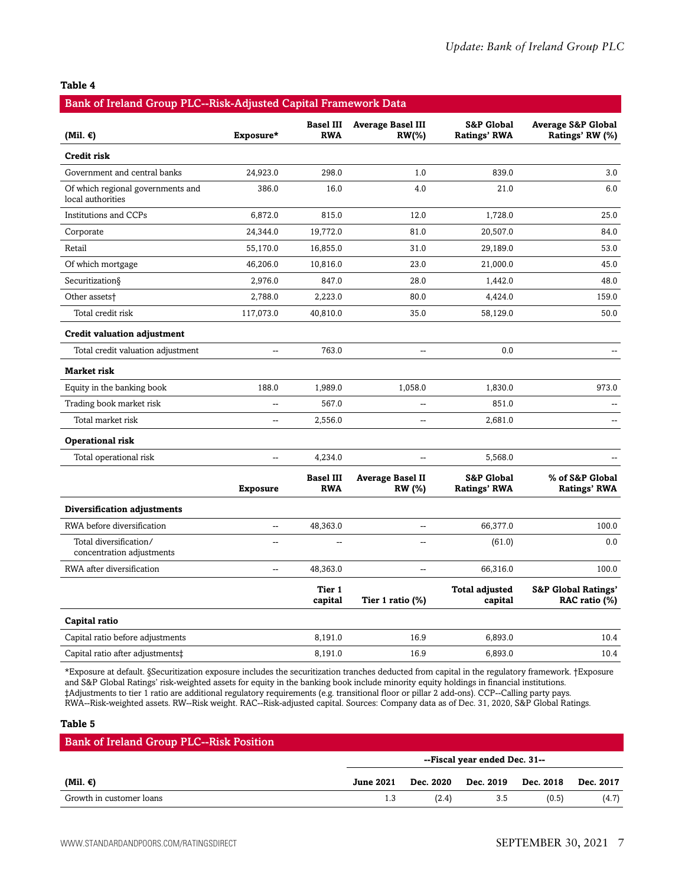**Table 4**

**Bank of Ireland Group PLC--Risk-Adjusted Capital Framework Data**

| (Mil. €) | Exposure* | Basel III RWA | Average Basel III RW(%) | S&P Global Ratings' RWA | Average S&P Global Ratings' RW (%) |
|---|---|---|---|---|---|
| **Credit risk** | | | | | |
| Government and central banks | 24,923.0 | 298.0 | 1.0 | 839.0 | 3.0 |
| Of which regional governments and local authorities | 386.0 | 16.0 | 4.0 | 21.0 | 6.0 |
| Institutions and CCPs | 6,872.0 | 815.0 | 12.0 | 1,728.0 | 25.0 |
| Corporate | 24,344.0 | 19,772.0 | 81.0 | 20,507.0 | 84.0 |
| Retail | 55,170.0 | 16,855.0 | 31.0 | 29,189.0 | 53.0 |
| Of which mortgage | 46,206.0 | 10,816.0 | 23.0 | 21,000.0 | 45.0 |
| Securitization§ | 2,976.0 | 847.0 | 28.0 | 1,442.0 | 48.0 |
| Other assets† | 2,788.0 | 2,223.0 | 80.0 | 4,424.0 | 159.0 |
| Total credit risk | 117,073.0 | 40,810.0 | 35.0 | 58,129.0 | 50.0 |
| **Credit valuation adjustment** | | | | | |
| Total credit valuation adjustment | -- | 763.0 | -- | 0.0 | -- |
| **Market risk** | | | | | |
| Equity in the banking book | 188.0 | 1,989.0 | 1,058.0 | 1,830.0 | 973.0 |
| Trading book market risk | -- | 567.0 | -- | 851.0 | -- |
| Total market risk | -- | 2,556.0 | -- | 2,681.0 | -- |
| **Operational risk** | | | | | |
| Total operational risk | -- | 4,234.0 | -- | 5,568.0 | -- |
| | **Exposure** | **Basel III RWA** | **Average Basel II RW (%)** | **S&P Global Ratings' RWA** | **% of S&P Global Ratings' RWA** |
| **Diversification adjustments** | | | | | |
| RWA before diversification | -- | 48,363.0 | -- | 66,377.0 | 100.0 |
| Total diversification/ concentration adjustments | -- | -- | -- | (61.0) | 0.0 |
| RWA after diversification | -- | 48,363.0 | -- | 66,316.0 | 100.0 |
| | | **Tier 1 capital** | **Tier 1 ratio (%)** | **Total adjusted capital** | **S&P Global Ratings' RAC ratio (%)** |
| **Capital ratio** | | | | | |
| Capital ratio before adjustments | | 8,191.0 | 16.9 | 6,893.0 | 10.4 |
| Capital ratio after adjustments‡ | | 8,191.0 | 16.9 | 6,893.0 | 10.4 |

*Exposure at default. §Securitization exposure includes the securitization tranches deducted from capital in the regulatory framework. †Exposure and S&P Global Ratings' risk-weighted assets for equity in the banking book include minority equity holdings in financial institutions. ‡Adjustments to tier 1 ratio are additional regulatory requirements (e.g. transitional floor or pillar 2 add-ons). CCP--Calling party pays. RWA--Risk-weighted assets. RW--Risk weight. RAC--Risk-adjusted capital. Sources: Company data as of Dec. 31, 2020, S&P Global Ratings.

**Table 5**

**Bank of Ireland Group PLC--Risk Position**

| | --Fiscal year ended Dec. 31-- | | | | |
|---|---|---|---|---|---|
| (Mil. €) | June 2021 | Dec. 2020 | Dec. 2019 | Dec. 2018 | Dec. 2017 |
| Growth in customer loans | 1.3 | (2.4) | 3.5 | (0.5) | (4.7) |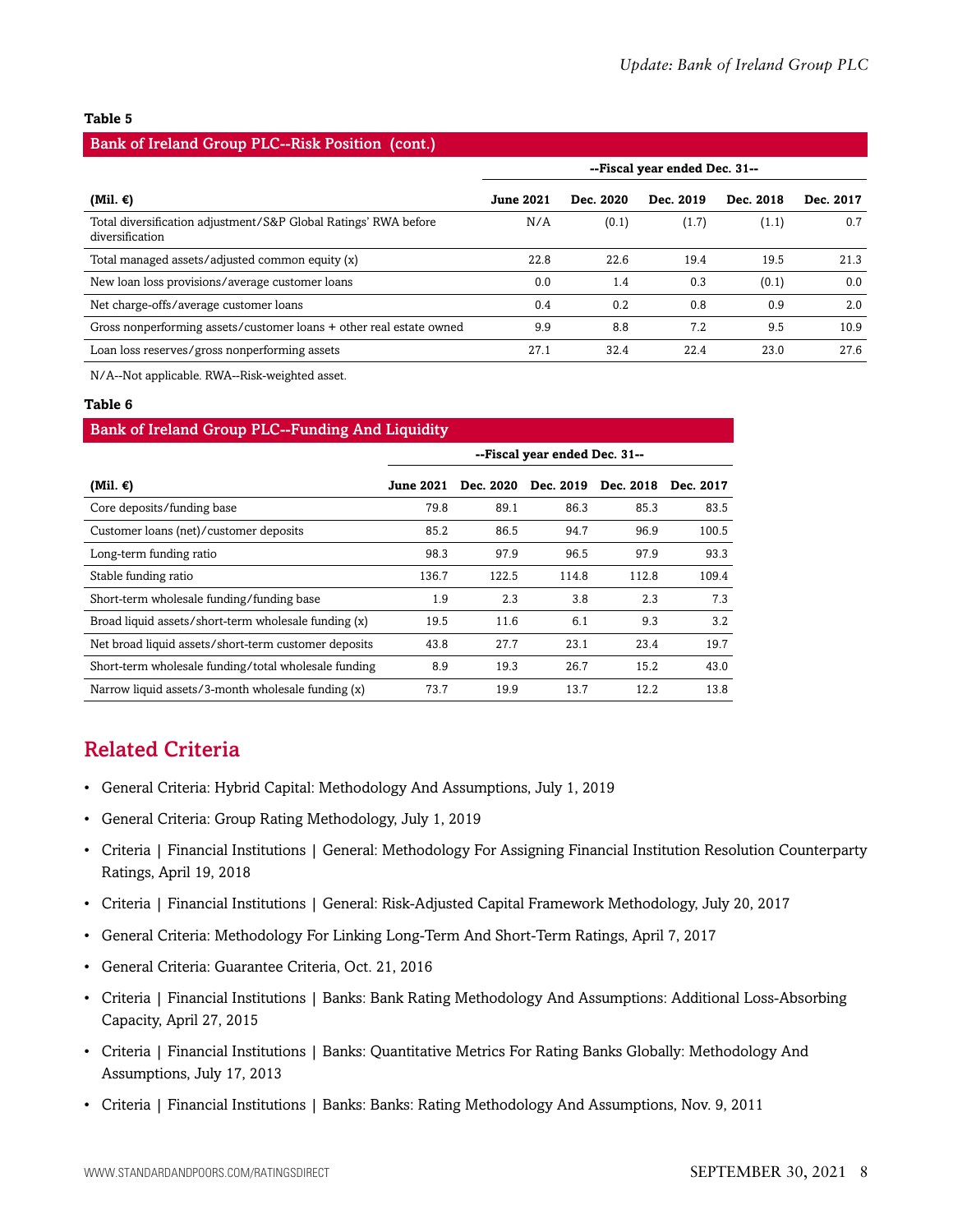**Table 5**

**Bank of Ireland Group PLC--Risk Position (cont.)**

| | --Fiscal year ended Dec. 31-- | | | | |
|---|---|---|---|---|---|
| **(Mil. €)** | **June 2021** | **Dec. 2020** | **Dec. 2019** | **Dec. 2018** | **Dec. 2017** |
| Total diversification adjustment/S&P Global Ratings' RWA before diversification | N/A | (0.1) | (1.7) | (1.1) | 0.7 |
| Total managed assets/adjusted common equity (x) | 22.8 | 22.6 | 19.4 | 19.5 | 21.3 |
| New loan loss provisions/average customer loans | 0.0 | 1.4 | 0.3 | (0.1) | 0.0 |
| Net charge-offs/average customer loans | 0.4 | 0.2 | 0.8 | 0.9 | 2.0 |
| Gross nonperforming assets/customer loans + other real estate owned | 9.9 | 8.8 | 7.2 | 9.5 | 10.9 |
| Loan loss reserves/gross nonperforming assets | 27.1 | 32.4 | 22.4 | 23.0 | 27.6 |

N/A--Not applicable. RWA--Risk-weighted asset.

**Table 6**

**Bank of Ireland Group PLC--Funding And Liquidity**

| | --Fiscal year ended Dec. 31-- | | | | |
|---|---|---|---|---|---|
| **(Mil. €)** | **June 2021** | **Dec. 2020** | **Dec. 2019** | **Dec. 2018** | **Dec. 2017** |
| Core deposits/funding base | 79.8 | 89.1 | 86.3 | 85.3 | 83.5 |
| Customer loans (net)/customer deposits | 85.2 | 86.5 | 94.7 | 96.9 | 100.5 |
| Long-term funding ratio | 98.3 | 97.9 | 96.5 | 97.9 | 93.3 |
| Stable funding ratio | 136.7 | 122.5 | 114.8 | 112.8 | 109.4 |
| Short-term wholesale funding/funding base | 1.9 | 2.3 | 3.8 | 2.3 | 7.3 |
| Broad liquid assets/short-term wholesale funding (x) | 19.5 | 11.6 | 6.1 | 9.3 | 3.2 |
| Net broad liquid assets/short-term customer deposits | 43.8 | 27.7 | 23.1 | 23.4 | 19.7 |
| Short-term wholesale funding/total wholesale funding | 8.9 | 19.3 | 26.7 | 15.2 | 43.0 |
| Narrow liquid assets/3-month wholesale funding (x) | 73.7 | 19.9 | 13.7 | 12.2 | 13.8 |

## Related Criteria

- General Criteria: Hybrid Capital: Methodology And Assumptions, July 1, 2019
- General Criteria: Group Rating Methodology, July 1, 2019
- Criteria | Financial Institutions | General: Methodology For Assigning Financial Institution Resolution Counterparty Ratings, April 19, 2018
- Criteria | Financial Institutions | General: Risk-Adjusted Capital Framework Methodology, July 20, 2017
- General Criteria: Methodology For Linking Long-Term And Short-Term Ratings, April 7, 2017
- General Criteria: Guarantee Criteria, Oct. 21, 2016
- Criteria | Financial Institutions | Banks: Bank Rating Methodology And Assumptions: Additional Loss-Absorbing Capacity, April 27, 2015
- Criteria | Financial Institutions | Banks: Quantitative Metrics For Rating Banks Globally: Methodology And Assumptions, July 17, 2013
- Criteria | Financial Institutions | Banks: Banks: Rating Methodology And Assumptions, Nov. 9, 2011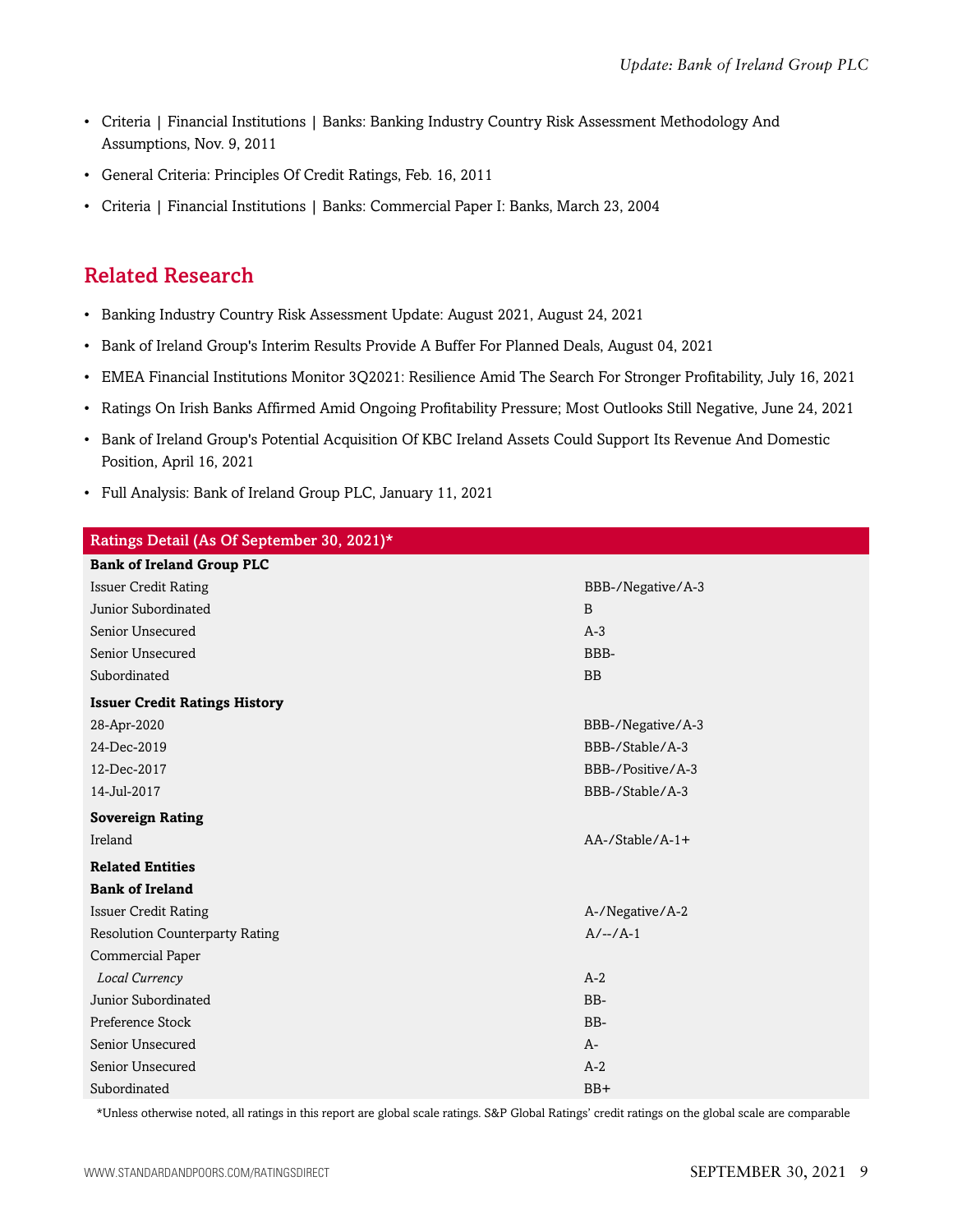- Criteria | Financial Institutions | Banks: Banking Industry Country Risk Assessment Methodology And Assumptions, Nov. 9, 2011
- General Criteria: Principles Of Credit Ratings, Feb. 16, 2011
- Criteria | Financial Institutions | Banks: Commercial Paper I: Banks, March 23, 2004

## Related Research

- Banking Industry Country Risk Assessment Update: August 2021, August 24, 2021
- Bank of Ireland Group's Interim Results Provide A Buffer For Planned Deals, August 04, 2021
- EMEA Financial Institutions Monitor 3Q2021: Resilience Amid The Search For Stronger Profitability, July 16, 2021
- Ratings On Irish Banks Affirmed Amid Ongoing Profitability Pressure; Most Outlooks Still Negative, June 24, 2021
- Bank of Ireland Group's Potential Acquisition Of KBC Ireland Assets Could Support Its Revenue And Domestic Position, April 16, 2021
- Full Analysis: Bank of Ireland Group PLC, January 11, 2021

| Ratings Detail (As Of September 30, 2021)* | |
|---|---|
| **Bank of Ireland Group PLC** | |
| Issuer Credit Rating | BBB-/Negative/A-3 |
| Junior Subordinated | B |
| Senior Unsecured | A-3 |
| Senior Unsecured | BBB- |
| Subordinated | BB |
| **Issuer Credit Ratings History** | |
| 28-Apr-2020 | BBB-/Negative/A-3 |
| 24-Dec-2019 | BBB-/Stable/A-3 |
| 12-Dec-2017 | BBB-/Positive/A-3 |
| 14-Jul-2017 | BBB-/Stable/A-3 |
| **Sovereign Rating** | |
| Ireland | AA-/Stable/A-1+ |
| **Related Entities** | |
| **Bank of Ireland** | |
| Issuer Credit Rating | A-/Negative/A-2 |
| Resolution Counterparty Rating | A/--/A-1 |
| Commercial Paper | |
| *Local Currency* | A-2 |
| Junior Subordinated | BB- |
| Preference Stock | BB- |
| Senior Unsecured | A- |
| Senior Unsecured | A-2 |
| Subordinated | BB+ |

*Unless otherwise noted, all ratings in this report are global scale ratings. S&P Global Ratings' credit ratings on the global scale are comparable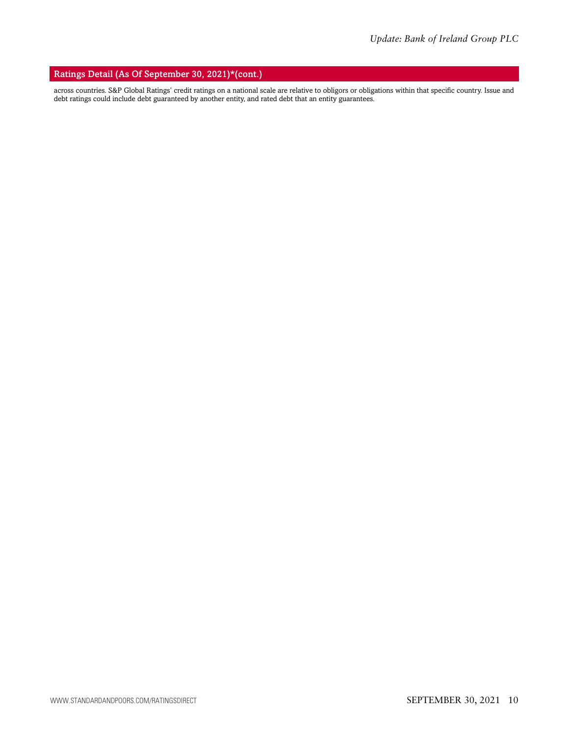## Ratings Detail (As Of September 30, 2021)*(cont.)

across countries. S&P Global Ratings' credit ratings on a national scale are relative to obligors or obligations within that specific country. Issue and debt ratings could include debt guaranteed by another entity, and rated debt that an entity guarantees.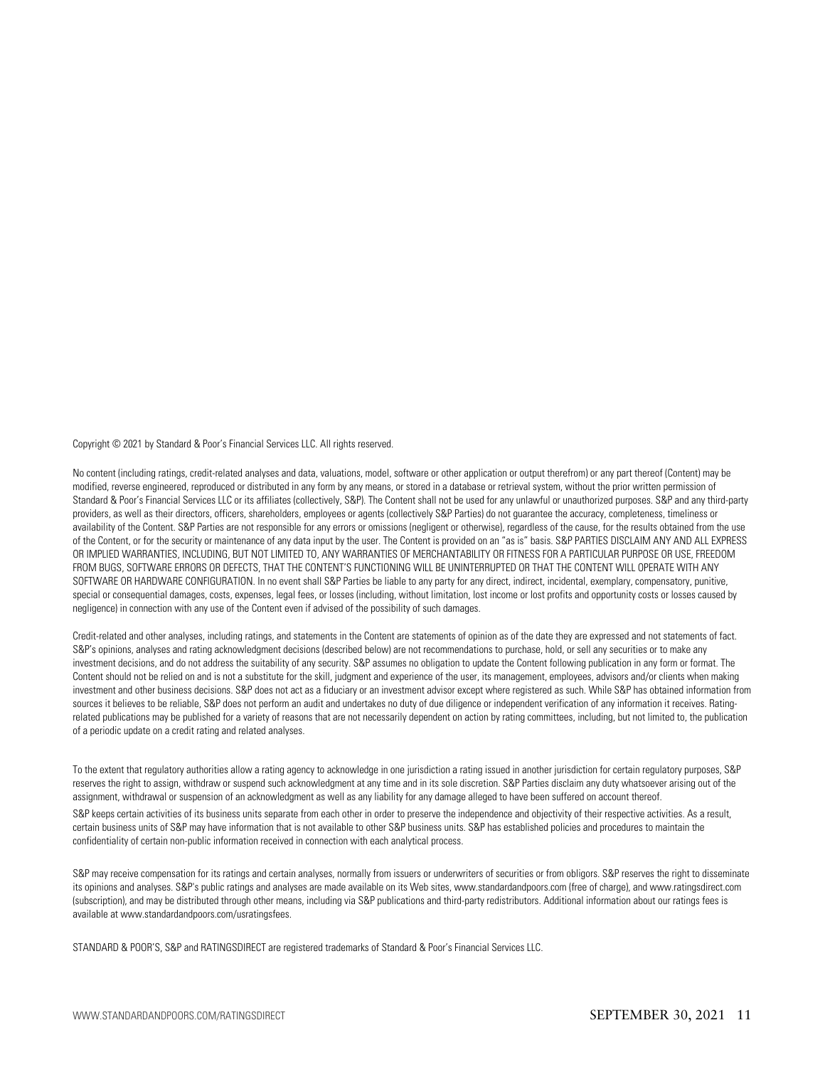Copyright © 2021 by Standard & Poor's Financial Services LLC. All rights reserved.

No content (including ratings, credit-related analyses and data, valuations, model, software or other application or output therefrom) or any part thereof (Content) may be modified, reverse engineered, reproduced or distributed in any form by any means, or stored in a database or retrieval system, without the prior written permission of Standard & Poor's Financial Services LLC or its affiliates (collectively, S&P). The Content shall not be used for any unlawful or unauthorized purposes. S&P and any third-party providers, as well as their directors, officers, shareholders, employees or agents (collectively S&P Parties) do not guarantee the accuracy, completeness, timeliness or availability of the Content. S&P Parties are not responsible for any errors or omissions (negligent or otherwise), regardless of the cause, for the results obtained from the use of the Content, or for the security or maintenance of any data input by the user. The Content is provided on an "as is" basis. S&P PARTIES DISCLAIM ANY AND ALL EXPRESS OR IMPLIED WARRANTIES, INCLUDING, BUT NOT LIMITED TO, ANY WARRANTIES OF MERCHANTABILITY OR FITNESS FOR A PARTICULAR PURPOSE OR USE, FREEDOM FROM BUGS, SOFTWARE ERRORS OR DEFECTS, THAT THE CONTENT'S FUNCTIONING WILL BE UNINTERRUPTED OR THAT THE CONTENT WILL OPERATE WITH ANY SOFTWARE OR HARDWARE CONFIGURATION. In no event shall S&P Parties be liable to any party for any direct, indirect, incidental, exemplary, compensatory, punitive, special or consequential damages, costs, expenses, legal fees, or losses (including, without limitation, lost income or lost profits and opportunity costs or losses caused by negligence) in connection with any use of the Content even if advised of the possibility of such damages.

Credit-related and other analyses, including ratings, and statements in the Content are statements of opinion as of the date they are expressed and not statements of fact. S&P's opinions, analyses and rating acknowledgment decisions (described below) are not recommendations to purchase, hold, or sell any securities or to make any investment decisions, and do not address the suitability of any security. S&P assumes no obligation to update the Content following publication in any form or format. The Content should not be relied on and is not a substitute for the skill, judgment and experience of the user, its management, employees, advisors and/or clients when making investment and other business decisions. S&P does not act as a fiduciary or an investment advisor except where registered as such. While S&P has obtained information from sources it believes to be reliable, S&P does not perform an audit and undertakes no duty of due diligence or independent verification of any information it receives. Rating-related publications may be published for a variety of reasons that are not necessarily dependent on action by rating committees, including, but not limited to, the publication of a periodic update on a credit rating and related analyses.

To the extent that regulatory authorities allow a rating agency to acknowledge in one jurisdiction a rating issued in another jurisdiction for certain regulatory purposes, S&P reserves the right to assign, withdraw or suspend such acknowledgment at any time and in its sole discretion. S&P Parties disclaim any duty whatsoever arising out of the assignment, withdrawal or suspension of an acknowledgment as well as any liability for any damage alleged to have been suffered on account thereof.

S&P keeps certain activities of its business units separate from each other in order to preserve the independence and objectivity of their respective activities. As a result, certain business units of S&P may have information that is not available to other S&P business units. S&P has established policies and procedures to maintain the confidentiality of certain non-public information received in connection with each analytical process.

S&P may receive compensation for its ratings and certain analyses, normally from issuers or underwriters of securities or from obligors. S&P reserves the right to disseminate its opinions and analyses. S&P's public ratings and analyses are made available on its Web sites, www.standardandpoors.com (free of charge), and www.ratingsdirect.com (subscription), and may be distributed through other means, including via S&P publications and third-party redistributors. Additional information about our ratings fees is available at www.standardandpoors.com/usratingsfees.

STANDARD & POOR'S, S&P and RATINGSDIRECT are registered trademarks of Standard & Poor's Financial Services LLC.